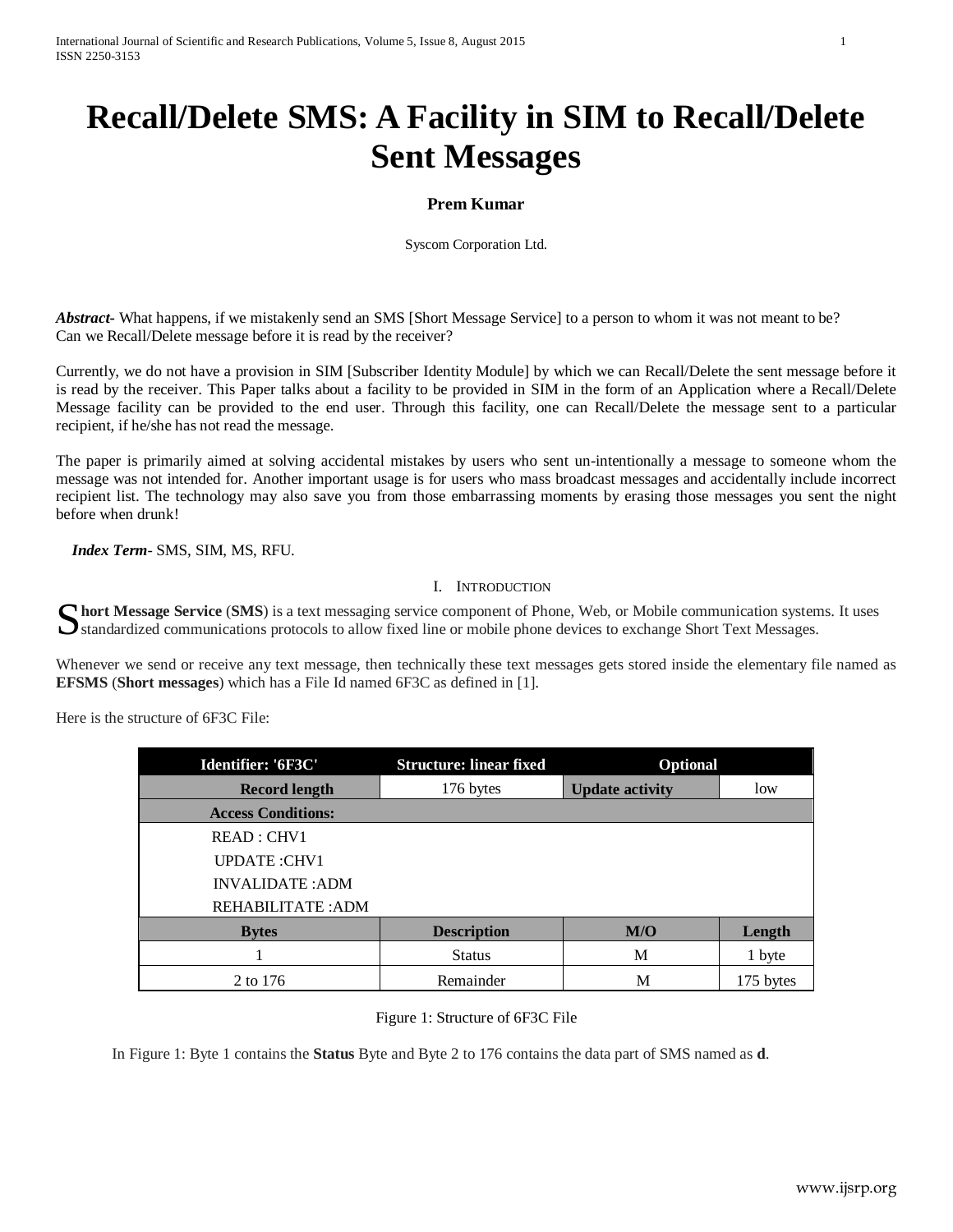# Recall/Delete SMS: A Facility in SIM to Recall/Delete Sent Messages

**Prem Kumar**

Syscom Corporation Ltd.

***Abstract-*** What happens, if we mistakenly send an SMS [Short Message Service] to a person to whom it was not meant to be? Can we Recall/Delete message before it is read by the receiver?

Currently, we do not have a provision in SIM [Subscriber Identity Module] by which we can Recall/Delete the sent message before it is read by the receiver. This Paper talks about a facility to be provided in SIM in the form of an Application where a Recall/Delete Message facility can be provided to the end user. Through this facility, one can Recall/Delete the message sent to a particular recipient, if he/she has not read the message.

The paper is primarily aimed at solving accidental mistakes by users who sent un-intentionally a message to someone whom the message was not intended for. Another important usage is for users who mass broadcast messages and accidentally include incorrect recipient list. The technology may also save you from those embarrassing moments by erasing those messages you sent the night before when drunk!

***Index Term-*** SMS, SIM, MS, RFU.

## I. Introduction

**Short Message Service** (**SMS**) is a text messaging service component of Phone, Web, or Mobile communication systems. It uses standardized communications protocols to allow fixed line or mobile phone devices to exchange Short Text Messages.

Whenever we send or receive any text message, then technically these text messages gets stored inside the elementary file named as **EFSMS** (**Short messages**) which has a File Id named 6F3C as defined in [1].

Here is the structure of 6F3C File:

| Identifier: '6F3C' | Structure: linear fixed | Optional | |
|---|---|---|---|
| Record length | 176 bytes | Update activity | low |
| Access Conditions: | | | |
| READ : CHV1<br>UPDATE :CHV1<br>INVALIDATE :ADM<br>REHABILITATE :ADM | | | |
| **Bytes** | **Description** | **M/O** | **Length** |
| 1 | Status | M | 1 byte |
| 2 to 176 | Remainder | M | 175 bytes |

Figure 1: Structure of 6F3C File

In Figure 1: Byte 1 contains the **Status** Byte and Byte 2 to 176 contains the data part of SMS named as **d**.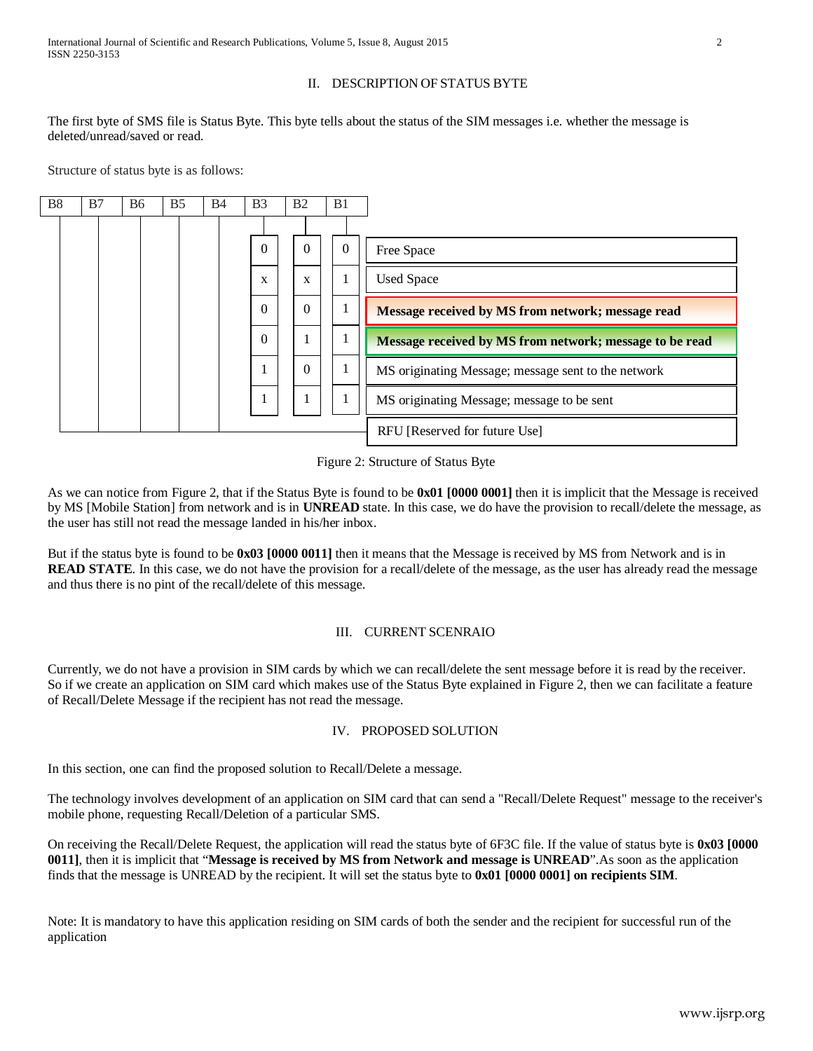## II. DESCRIPTION OF STATUS BYTE

The first byte of SMS file is Status Byte. This byte tells about the status of the SIM messages i.e. whether the message is deleted/unread/saved or read.

Structure of status byte is as follows:

| B8 | B7 | B6 | B5 | B4 | B3 | B2 | B1 | |
|---|---|---|---|---|---|---|---|---|
| | | | | | 0 | 0 | 0 | Free Space |
| | | | | | x | x | 1 | Used Space |
| | | | | | 0 | 0 | 1 | **Message received by MS from network; message read** |
| | | | | | 0 | 1 | 1 | **Message received by MS from network; message to be read** |
| | | | | | 1 | 0 | 1 | MS originating Message; message sent to the network |
| | | | | | 1 | 1 | 1 | MS originating Message; message to be sent |
| | | | | | | | | RFU [Reserved for future Use] |

Figure 2: Structure of Status Byte

As we can notice from Figure 2, that if the Status Byte is found to be **0x01 [0000 0001]** then it is implicit that the Message is received by MS [Mobile Station] from network and is in **UNREAD** state. In this case, we do have the provision to recall/delete the message, as the user has still not read the message landed in his/her inbox.

But if the status byte is found to be **0x03 [0000 0011]** then it means that the Message is received by MS from Network and is in **READ STATE**. In this case, we do not have the provision for a recall/delete of the message, as the user has already read the message and thus there is no pint of the recall/delete of this message.

## III. CURRENT SCENRAIO

Currently, we do not have a provision in SIM cards by which we can recall/delete the sent message before it is read by the receiver. So if we create an application on SIM card which makes use of the Status Byte explained in Figure 2, then we can facilitate a feature of Recall/Delete Message if the recipient has not read the message.

## IV. PROPOSED SOLUTION

In this section, one can find the proposed solution to Recall/Delete a message.

The technology involves development of an application on SIM card that can send a "Recall/Delete Request" message to the receiver's mobile phone, requesting Recall/Deletion of a particular SMS.

On receiving the Recall/Delete Request, the application will read the status byte of 6F3C file. If the value of status byte is **0x03 [0000 0011]**, then it is implicit that "**Message is received by MS from Network and message is UNREAD**".As soon as the application finds that the message is UNREAD by the recipient. It will set the status byte to **0x01 [0000 0001] on recipients SIM**.

Note: It is mandatory to have this application residing on SIM cards of both the sender and the recipient for successful run of the application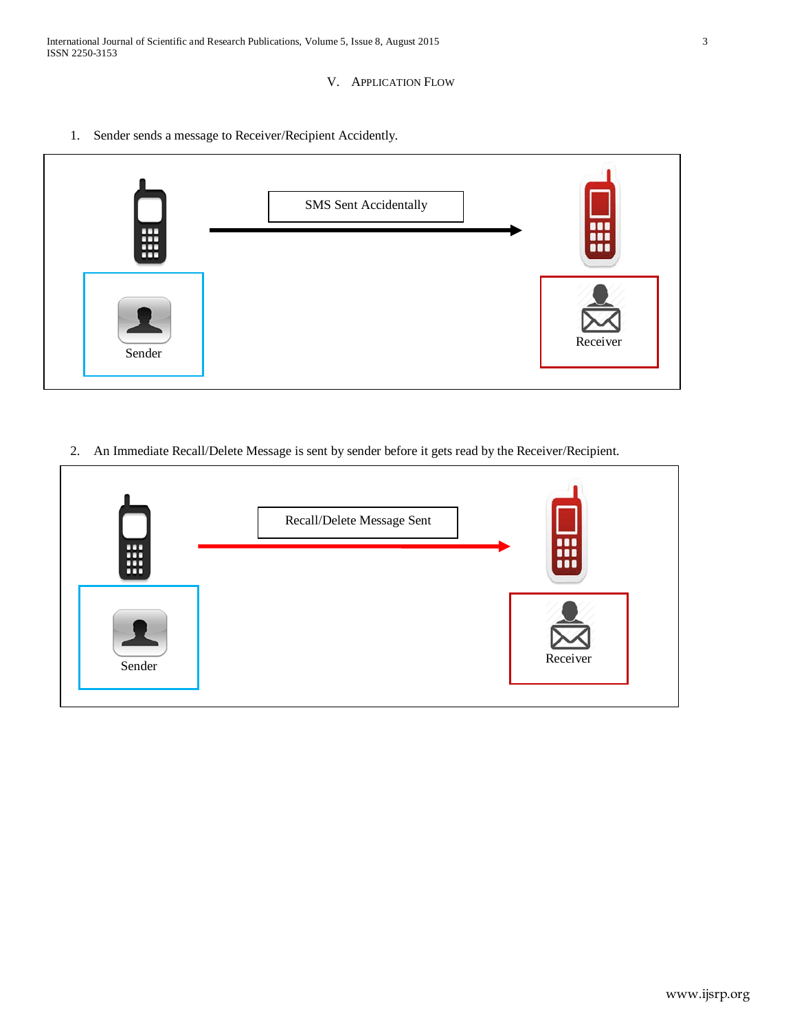## V. Application Flow

1. Sender sends a message to Receiver/Recipient Accidently.

SMS Sent Accidentally

Sender

Receiver

2. An Immediate Recall/Delete Message is sent by sender before it gets read by the Receiver/Recipient.

Recall/Delete Message Sent

Sender

Receiver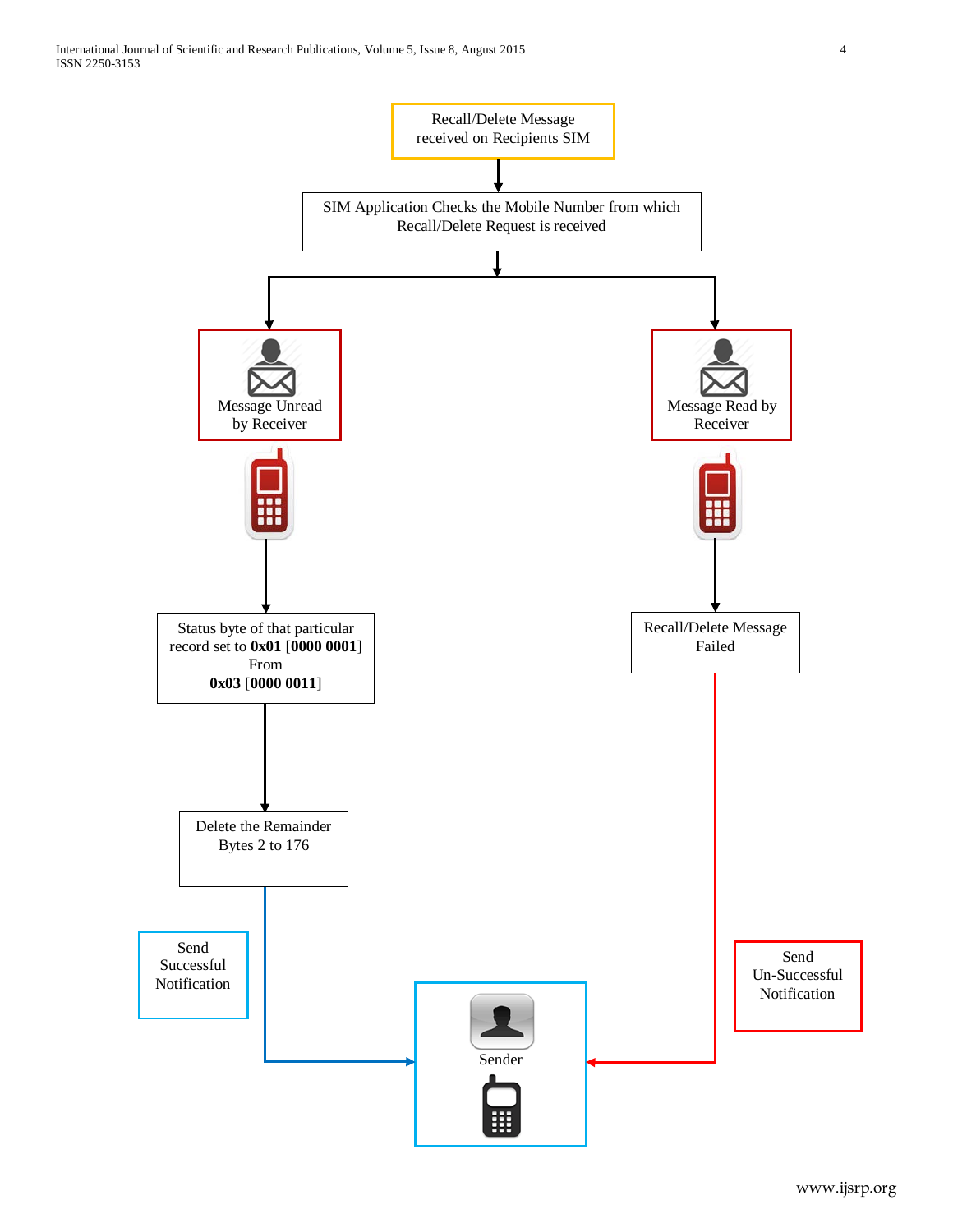Recall/Delete Message received on Recipients SIM

SIM Application Checks the Mobile Number from which Recall/Delete Request is received

Message Unread by Receiver

Message Read by Receiver

Status byte of that particular record set to **0x01** [**0000 0001**] From **0x03** [**0000 0011**]

Recall/Delete Message Failed

Delete the Remainder Bytes 2 to 176

Send Successful Notification

Send Un-Successful Notification

Sender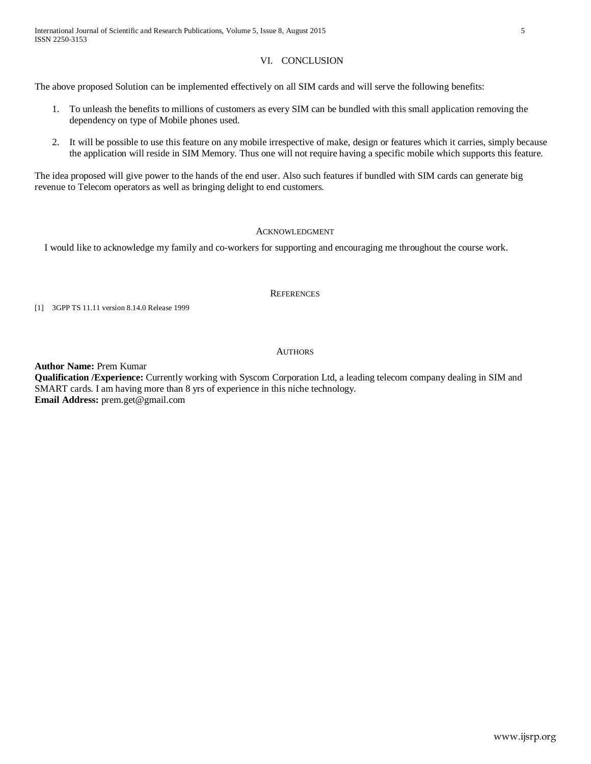## VI. CONCLUSION

The above proposed Solution can be implemented effectively on all SIM cards and will serve the following benefits:

1. To unleash the benefits to millions of customers as every SIM can be bundled with this small application removing the dependency on type of Mobile phones used.

2. It will be possible to use this feature on any mobile irrespective of make, design or features which it carries, simply because the application will reside in SIM Memory. Thus one will not require having a specific mobile which supports this feature.

The idea proposed will give power to the hands of the end user. Also such features if bundled with SIM cards can generate big revenue to Telecom operators as well as bringing delight to end customers.

## ACKNOWLEDGMENT

I would like to acknowledge my family and co-workers for supporting and encouraging me throughout the course work.

## REFERENCES

[1] 3GPP TS 11.11 version 8.14.0 Release 1999

## AUTHORS

**Author Name:** Prem Kumar
**Qualification /Experience:** Currently working with Syscom Corporation Ltd, a leading telecom company dealing in SIM and SMART cards. I am having more than 8 yrs of experience in this niche technology.
**Email Address:** prem.get@gmail.com